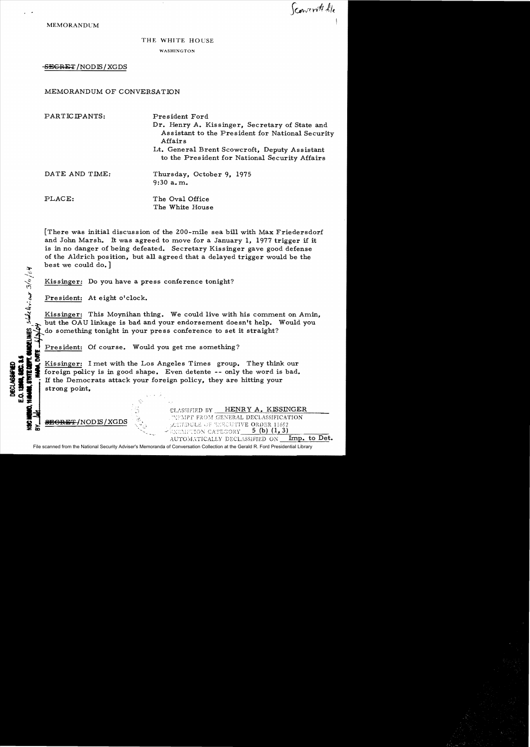Scowcroft file

MEMORANDUM

THE WHITE HOUSE

WASHINGTON

~~SECRET~~/NODIS/XGDS

MEMORANDUM OF CONVERSATION

PARTICIPANTS: President Ford

Dr. Henry A. Kissinger, Secretary of State and Assistant to the President for National Security Affairs

Lt. General Brent Scowcroft, Deputy Assistant to the President for National Security Affairs

DATE AND TIME: Thursday, October 9, 1975
9:30 a.m.

PLACE: The Oval Office
The White House

[There was initial discussion of the 200-mile sea bill with Max Friedersdorf and John Marsh. It was agreed to move for a January 1, 1977 trigger if it is in no danger of being defeated. Secretary Kissinger gave good defense of the Aldrich position, but all agreed that a delayed trigger would be the best we could do.]

Kissinger: Do you have a press conference tonight?

President: At eight o'clock.

Kissinger: This Moynihan thing. We could live with his comment on Amin, but the OAU linkage is bad and your endorsement doesn't help. Would you do something tonight in your press conference to set it straight?

President: Of course. Would you get me something?

Kissinger: I met with the Los Angeles Times group. They think our foreign policy is in good shape. Even detente -- only the word is bad. If the Democrats attack your foreign policy, they are hitting your strong point.

~~SECRET~~/NODIS/XGDS

CLASSIFIED BY HENRY A. KISSINGER
EXEMPT FROM GENERAL DECLASSIFICATION
SCHEDULE OF EXECUTIVE ORDER 11652
EXEMPTION CATEGORY 5 (b) (1, 3)
AUTOMATICALLY DECLASSIFIED ON Imp. to Det.

DECLASSIFIED
E.O. 12958, SEC. 3.5
NSC MEMO, 11/24/98, STATE DEPT. GUIDELINES, State Review 3/11/04
BY ___, NARA, DATE 4/3/04

File scanned from the National Security Adviser's Memoranda of Conversation Collection at the Gerald R. Ford Presidential Library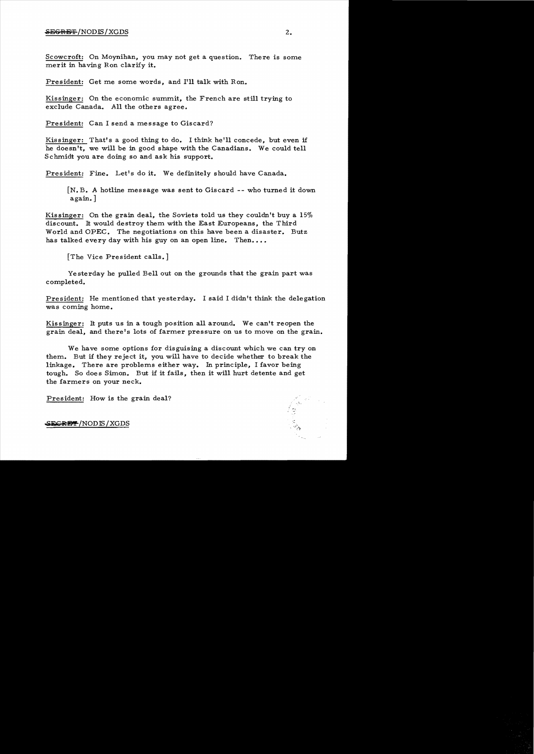Scowcroft: On Moynihan, you may not get a question. There is some merit in having Ron clarify it.

President: Get me some words, and I'll talk with Ron.

Kissinger: On the economic summit, the French are still trying to exclude Canada. All the others agree.

President: Can I send a message to Giscard?

Kissinger: That's a good thing to do. I think he'll concede, but even if he doesn't, we will be in good shape with the Canadians. We could tell Schmidt you are doing so and ask his support.

President: Fine. Let's do it. We definitely should have Canada.

> [N.B. A hotline message was sent to Giscard -- who turned it down again.]

Kissinger: On the grain deal, the Soviets told us they couldn't buy a 15% discount. It would destroy them with the East Europeans, the Third World and OPEC. The negotiations on this have been a disaster. Butz has talked every day with his guy on an open line. Then....

> [The Vice President calls.]

Yesterday he pulled Bell out on the grounds that the grain part was completed.

President: He mentioned that yesterday. I said I didn't think the delegation was coming home.

Kissinger: It puts us in a tough position all around. We can't reopen the grain deal, and there's lots of farmer pressure on us to move on the grain.

We have some options for disguising a discount which we can try on them. But if they reject it, you will have to decide whether to break the linkage. There are problems either way. In principle, I favor being tough. So does Simon. But if it fails, then it will hurt detente and get the farmers on your neck.

President: How is the grain deal?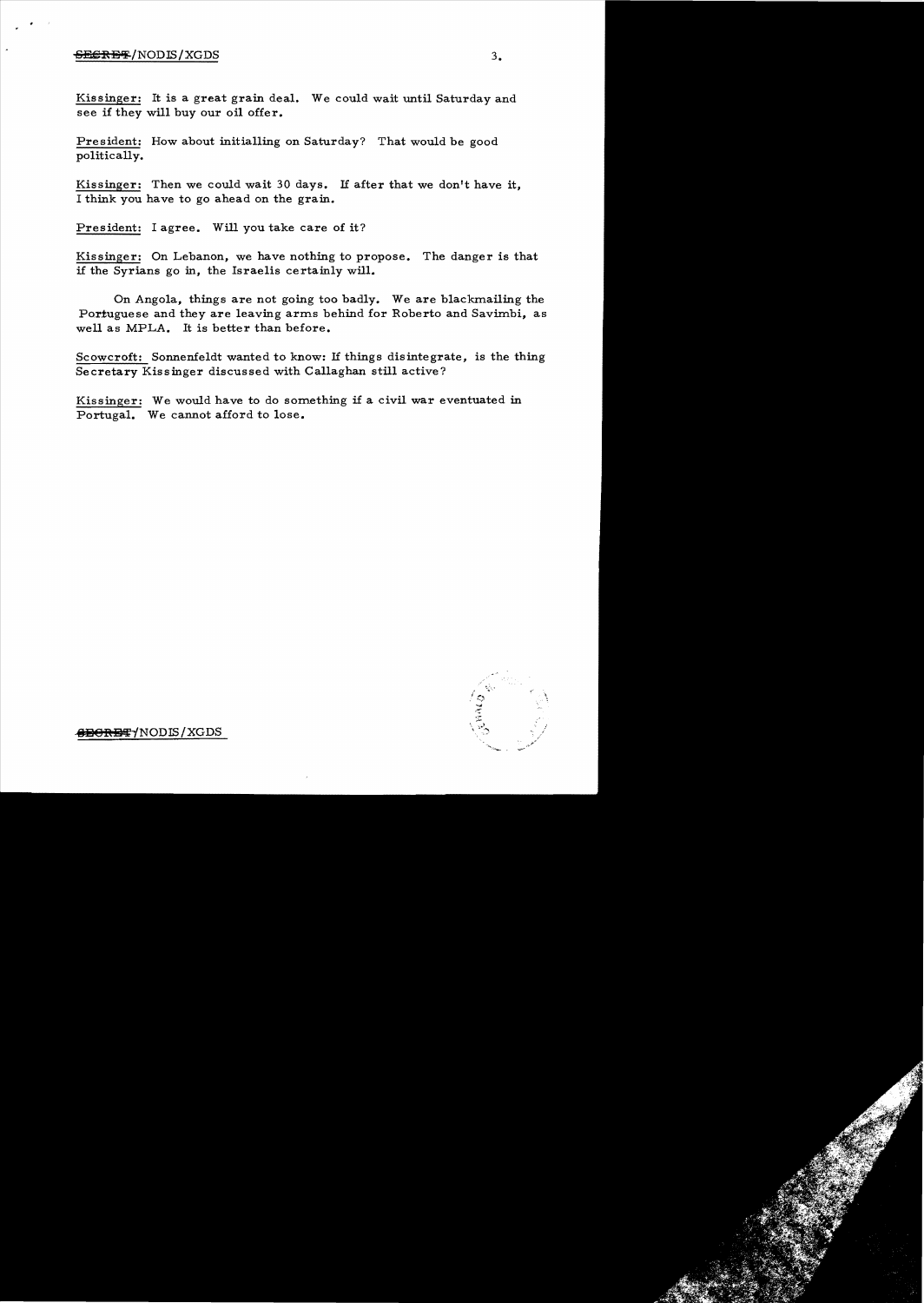Kissinger: It is a great grain deal. We could wait until Saturday and see if they will buy our oil offer.

President: How about initialling on Saturday? That would be good politically.

Kissinger: Then we could wait 30 days. If after that we don't have it, I think you have to go ahead on the grain.

President: I agree. Will you take care of it?

Kissinger: On Lebanon, we have nothing to propose. The danger is that if the Syrians go in, the Israelis certainly will.

On Angola, things are not going too badly. We are blackmailing the Portuguese and they are leaving arms behind for Roberto and Savimbi, as well as MPLA. It is better than before.

Scowcroft: Sonnenfeldt wanted to know: If things disintegrate, is the thing Secretary Kissinger discussed with Callaghan still active?

Kissinger: We would have to do something if a civil war eventuated in Portugal. We cannot afford to lose.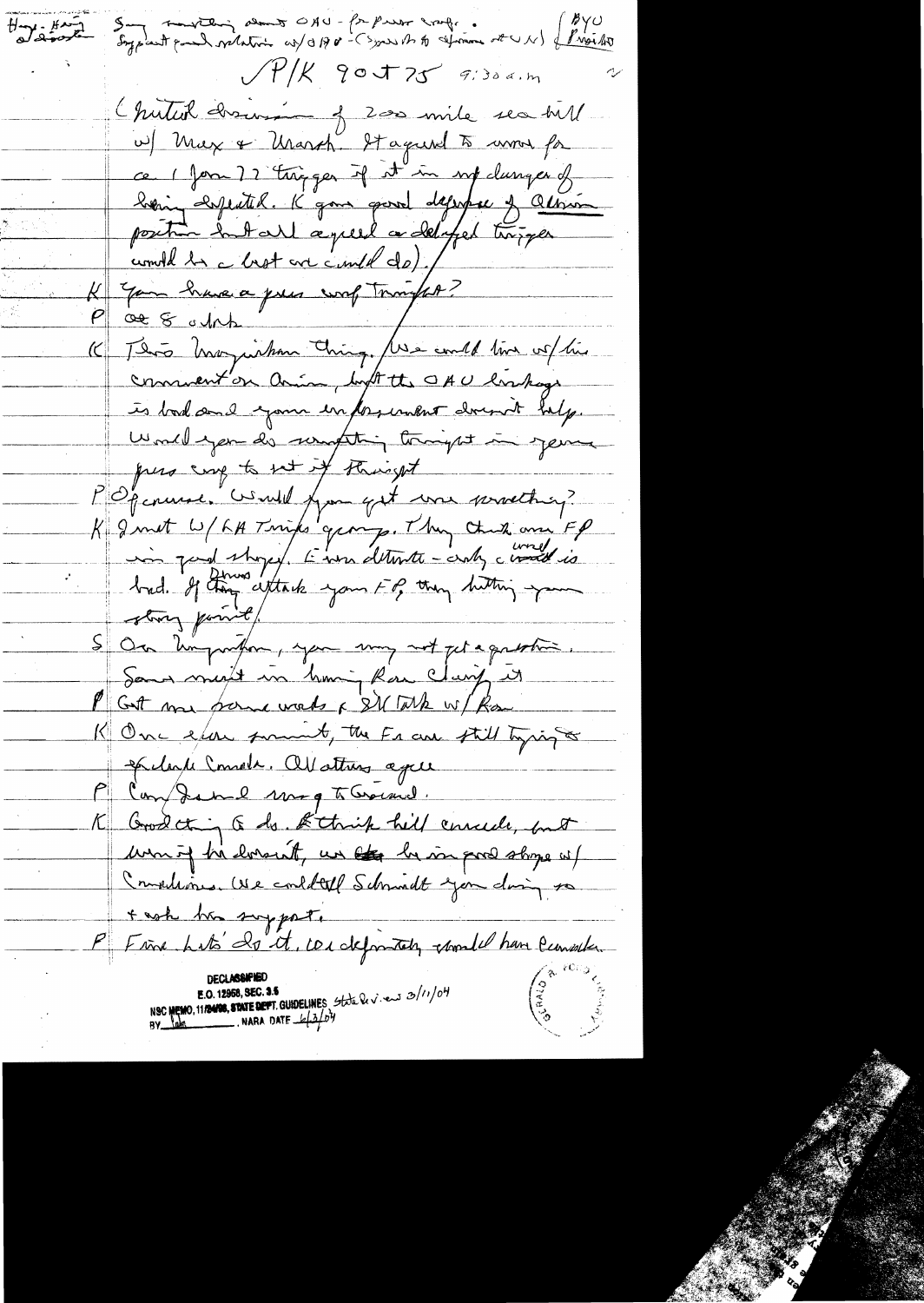Hays-Ham / Kissinger — Say something about OAU - for Press conf. Support good relations w/OAU - (Support of efforts at UN) {BYU / Provo}

P/K 9 Oct 75 9:30 a.m.

(Initial discussion of 200 mile sea bill w/ Max & Marsh. It agreed to move for ca 1 Jan 77 trigger if it in any danger of being defeated. K gave good defense of Admin position but all agreed a delayed trigger would be a best we could do).

K You have a press conf tonight?

P At 8 o'clock

K This Moynihan thing. We could live w/ his comment on Amin, but the OAU linkage is bad and your endorsement doesn't help. Would you do something tonight in your press conf to set it straight

P Of course. Would you get me something?

K I met w/ LA Foreign Ministers group. They think our FP in good shape. Even detente - only c[onc]ern is bad. If Dems attack your FP, they hitting your strong point.

S On Moynihan, you may not get a question. Some merit in having Ron clarify it

P Get me some words & I'll talk w/ Ron

K One other point, the Fr are still trying to exclude Canada. All others agree

P Can/Jamaica wrong to Giscard.

K Good thing to do. I think he'll concede, but even if he doesn't, we be in good shape w/ Canadians. We could tell Schmidt you doing so & ask his support.

P Fine. Let's do it. We definitely should have Canada.

DECLASSIFIED
E.O. 12958, SEC. 3.5
NSC MEMO, 11/24/98, STATE DEPT. GUIDELINES State Review 3/11/04
BY [initials] NARA DATE 4/3/04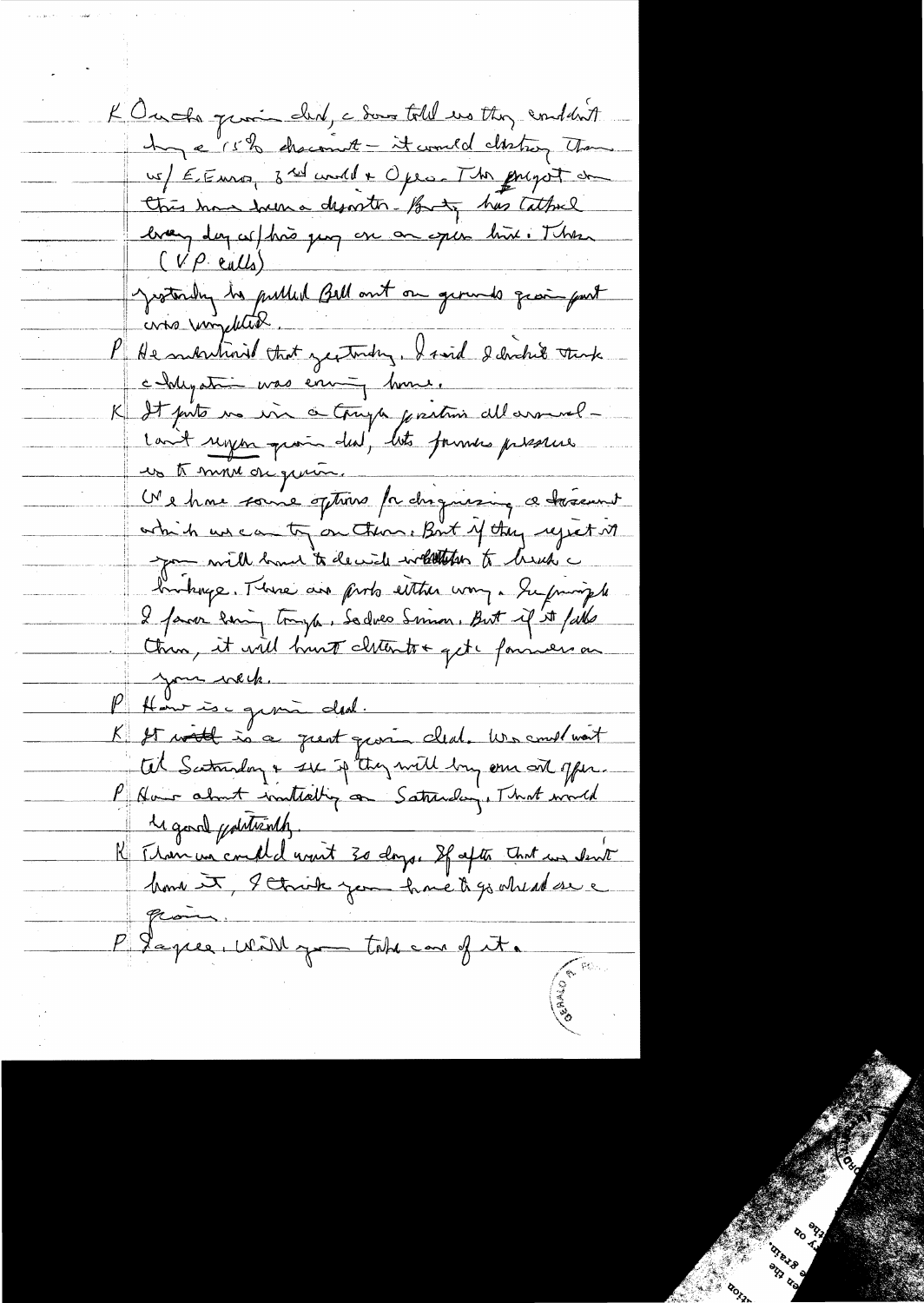K Our grain deal, c Sov told us they couldn't buy a 15% discount – it would destroy them w/ E. Europe, 3rd world & Opec. The project on this has been a disaster. Butz has talked every day w/ his guy on an open line. Then (VP calls)

yesterday he pulled Bell out on grounds grain part was completed.

P He mentioned that yesterday. I said I didn't think c obligation was ending here.

K It puts us in a tough position all around – Can't sign grain deal, lots farmers pressure us to move on grain.

We have some options for disguising a discount which we can try on them. But if they reject it you will have to decide whether to break c linkage. There are pros either way. In principle I favor being tough, so does Simon. But if it fails then, it will hurt detente & get farmers on your neck.

P How is a grain deal.

K It would be a great grain deal. We could wait til Saturday & see if they will buy our oil offer.

P How about initialing on Saturday. That would be good politically.

K Then we could wait 30 days. If after that we don't have it, I think you have to go ahead on c grain.

P I agree. Will you take care of it.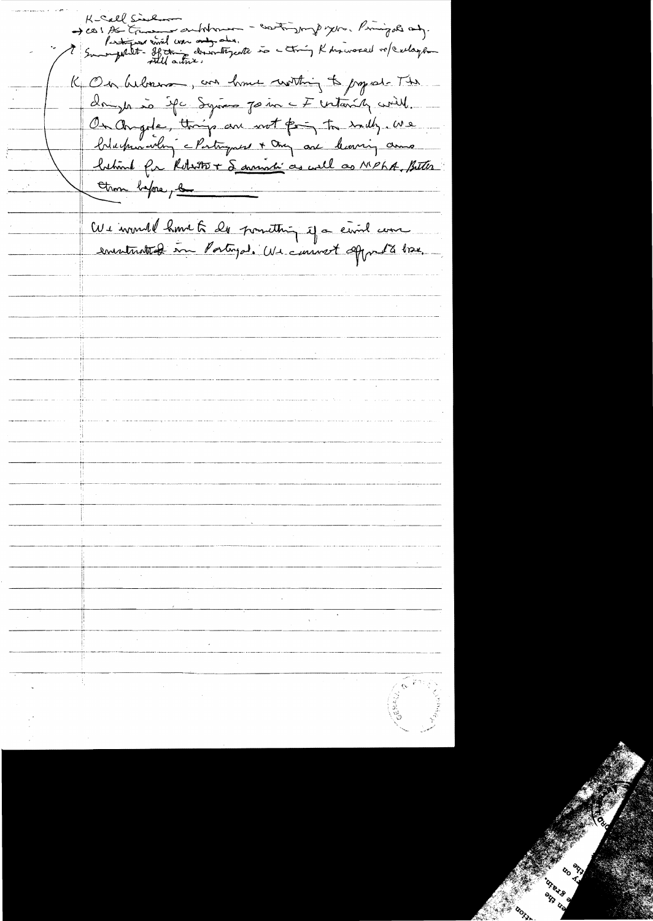K - Call Sisco

→ CIS PC Carneiro ... - ... Primary only.

Portuguese civil war only abuse.

? Soares ... still active. ... K discussed w/Callaghan

K On Lebanon, we have nothing to propose. The danger is if Syria goes in & France certainly will. On Angola, things are not going too badly. We ... Portuguese & they are leaving arms behind for Roberto & Savimbi as well as MPLA. Better than before, but

We would have to do something if a civil war erupted in Portugal. We cannot afford to lose.